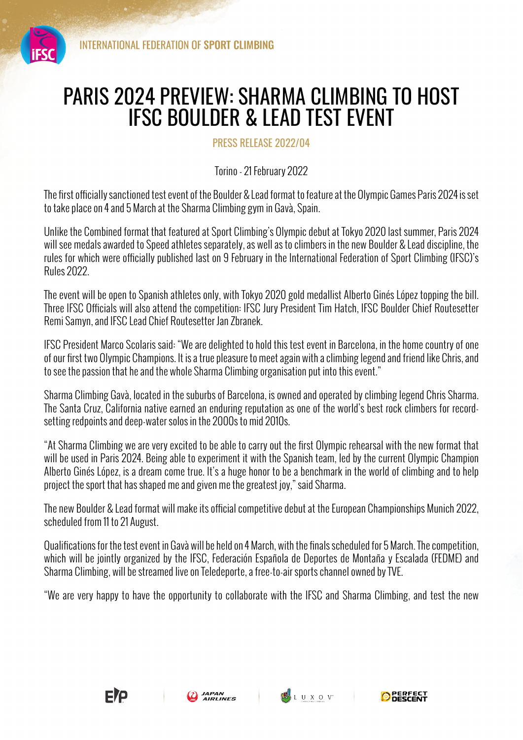# PARIS 2024 PREVIEW: SHARMA CLIMBING TO HOST IFSC BOULDER & LEAD TEST EVENT

PRESS RELEASE 2022/04

Torino - 21 February 2022

The first officially sanctioned test event of the Boulder & Lead format to feature at the Olympic Games Paris 2024 is set to take place on 4 and 5 March at the Sharma Climbing gym in Gavà, Spain.

Unlike the Combined format that featured at Sport Climbing's Olympic debut at Tokyo 2020 last summer, Paris 2024 will see medals awarded to Speed athletes separately, as well as to climbers in the new Boulder & Lead discipline, the rules for which were officially published last on 9 February in the International Federation of Sport Climbing (IFSC)'s Rules 2022.

The event will be open to Spanish athletes only, with Tokyo 2020 gold medallist Alberto Ginés López topping the bill. Three IFSC Officials will also attend the competition: IFSC Jury President Tim Hatch, IFSC Boulder Chief Routesetter Remi Samyn, and IFSC Lead Chief Routesetter Jan Zbranek.

IFSC President Marco Scolaris said: "We are delighted to hold this test event in Barcelona, in the home country of one of our first two Olympic Champions. It is a true pleasure to meet again with a climbing legend and friend like Chris, and to see the passion that he and the whole Sharma Climbing organisation put into this event."

Sharma Climbing Gavà, located in the suburbs of Barcelona, is owned and operated by climbing legend Chris Sharma. The Santa Cruz, California native earned an enduring reputation as one of the world's best rock climbers for record-setting redpoints and deep-water solos in the 2000s to mid 2010s.

"At Sharma Climbing we are very excited to be able to carry out the first Olympic rehearsal with the new format that will be used in Paris 2024. Being able to experiment it with the Spanish team, led by the current Olympic Champion Alberto Ginés López, is a dream come true. It's a huge honor to be a benchmark in the world of climbing and to help project the sport that has shaped me and given me the greatest joy," said Sharma.

The new Boulder & Lead format will make its official competitive debut at the European Championships Munich 2022, scheduled from 11 to 21 August.

Qualifications for the test event in Gavà will be held on 4 March, with the finals scheduled for 5 March. The competition, which will be jointly organized by the IFSC, Federación Española de Deportes de Montaña y Escalada (FEDME) and Sharma Climbing, will be streamed live on Teledeporte, a free-to-air sports channel owned by TVE.

"We are very happy to have the opportunity to collaborate with the IFSC and Sharma Climbing, and test the new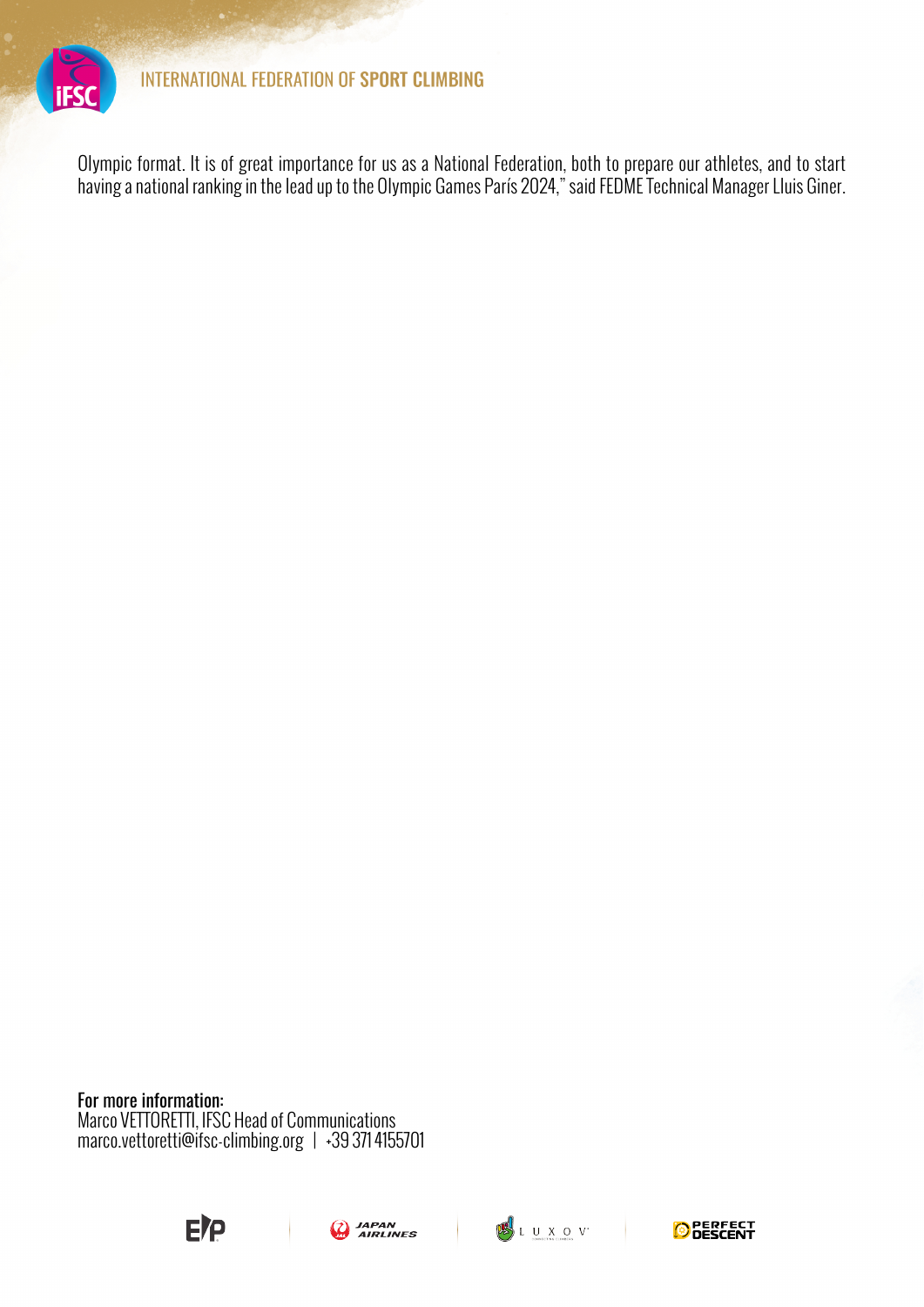Olympic format. It is of great importance for us as a National Federation, both to prepare our athletes, and to start having a national ranking in the lead up to the Olympic Games París 2024," said FEDME Technical Manager Lluis Giner.

**For more information:**
Marco VETTORETTI, IFSC Head of Communications
marco.vettoretti@ifsc-climbing.org | +39 371 4155701